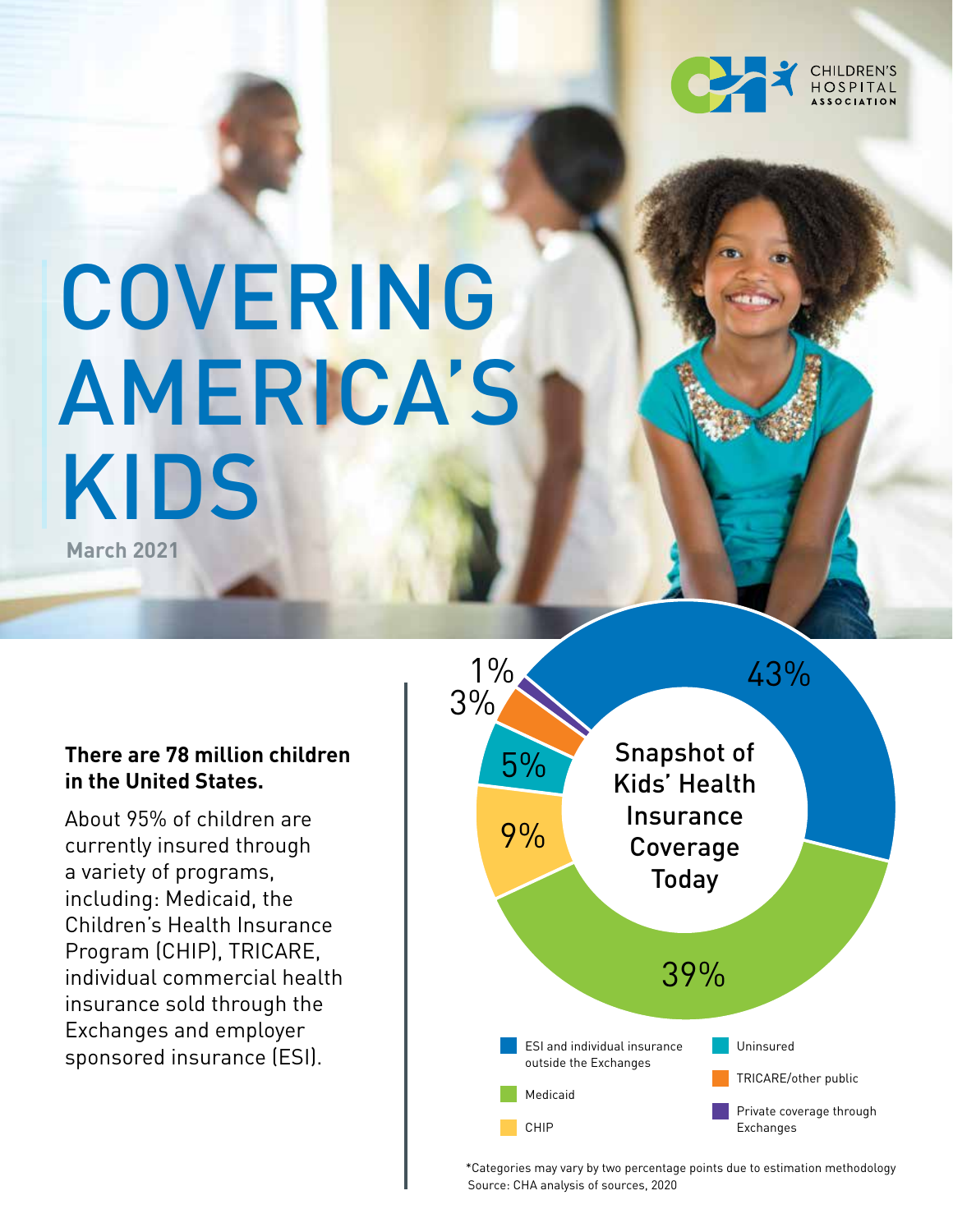CHILDREN'S HOSPITAL ASSOCIATION

# COVERING AMERICA'S KIDS

**March 2021**

**There are 78 million children in the United States.**

About 95% of children are currently insured through a variety of programs, including: Medicaid, the Children's Health Insurance Program (CHIP), TRICARE, individual commercial health insurance sold through the Exchanges and employer sponsored insurance (ESI).

**Snapshot of Kids' Health Insurance Coverage Today**

| Coverage | Share |
| --- | --- |
| ESI and individual insurance outside the Exchanges | 43% |
| Medicaid | 39% |
| CHIP | 9% |
| Uninsured | 5% |
| TRICARE/other public | 3% |
| Private coverage through Exchanges | 1% |

*Categories may vary by two percentage points due to estimation methodology

Source: CHA analysis of sources, 2020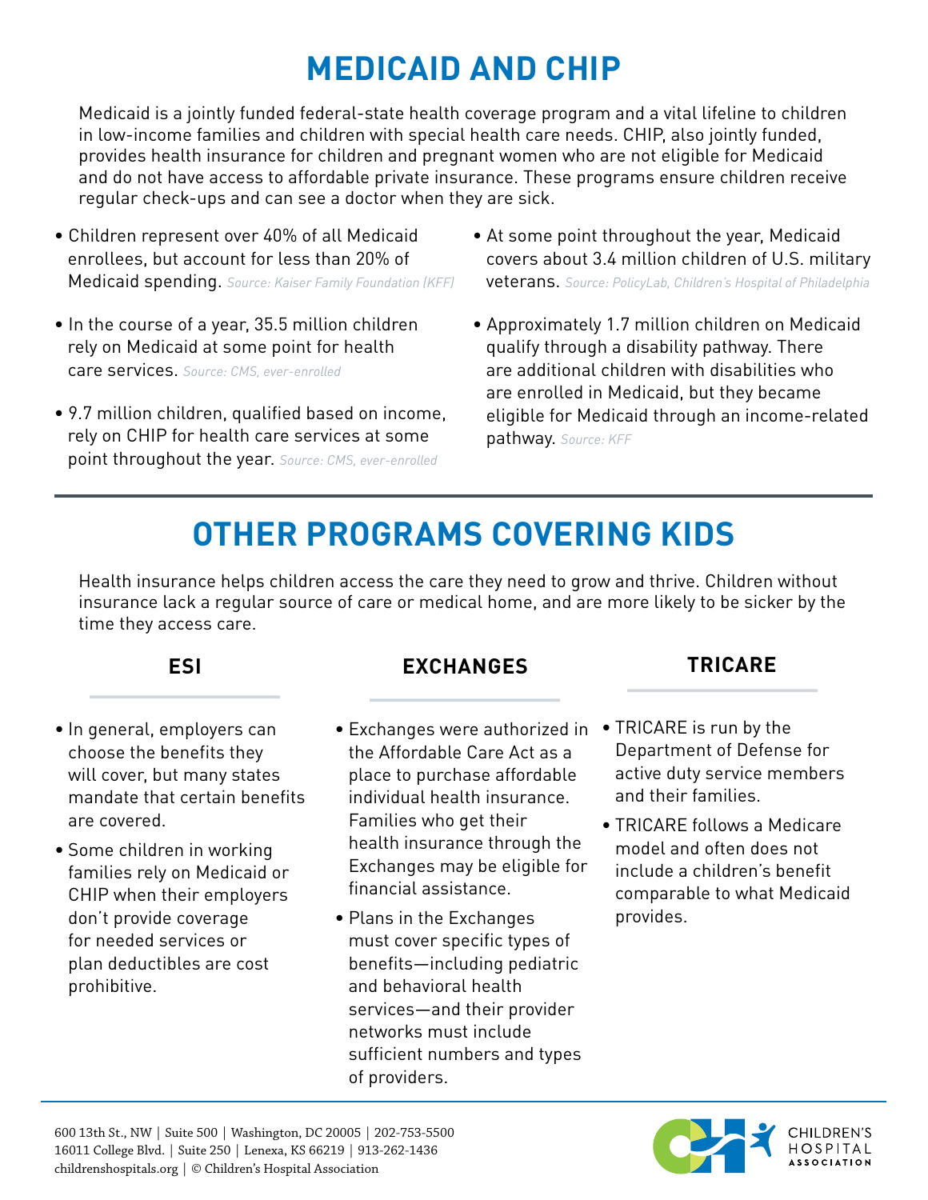# MEDICAID AND CHIP

Medicaid is a jointly funded federal-state health coverage program and a vital lifeline to children in low-income families and children with special health care needs. CHIP, also jointly funded, provides health insurance for children and pregnant women who are not eligible for Medicaid and do not have access to affordable private insurance. These programs ensure children receive regular check-ups and can see a doctor when they are sick.

- Children represent over 40% of all Medicaid enrollees, but account for less than 20% of Medicaid spending. *Source: Kaiser Family Foundation (KFF)*
- In the course of a year, 35.5 million children rely on Medicaid at some point for health care services. *Source: CMS, ever-enrolled*
- 9.7 million children, qualified based on income, rely on CHIP for health care services at some point throughout the year. *Source: CMS, ever-enrolled*
- At some point throughout the year, Medicaid covers about 3.4 million children of U.S. military veterans. *Source: PolicyLab, Children's Hospital of Philadelphia*
- Approximately 1.7 million children on Medicaid qualify through a disability pathway. There are additional children with disabilities who are enrolled in Medicaid, but they became eligible for Medicaid through an income-related pathway. *Source: KFF*

# OTHER PROGRAMS COVERING KIDS

Health insurance helps children access the care they need to grow and thrive. Children without insurance lack a regular source of care or medical home, and are more likely to be sicker by the time they access care.

### ESI

- In general, employers can choose the benefits they will cover, but many states mandate that certain benefits are covered.
- Some children in working families rely on Medicaid or CHIP when their employers don't provide coverage for needed services or plan deductibles are cost prohibitive.

### EXCHANGES

- Exchanges were authorized in the Affordable Care Act as a place to purchase affordable individual health insurance. Families who get their health insurance through the Exchanges may be eligible for financial assistance.
- Plans in the Exchanges must cover specific types of benefits—including pediatric and behavioral health services—and their provider networks must include sufficient numbers and types of providers.

### TRICARE

- TRICARE is run by the Department of Defense for active duty service members and their families.
- TRICARE follows a Medicare model and often does not include a children's benefit comparable to what Medicaid provides.

600 13th St., NW | Suite 500 | Washington, DC 20005 | 202-753-5500
16011 College Blvd. | Suite 250 | Lenexa, KS 66219 | 913-262-1436
childrenshospitals.org | © Children's Hospital Association

CHILDREN'S HOSPITAL ASSOCIATION